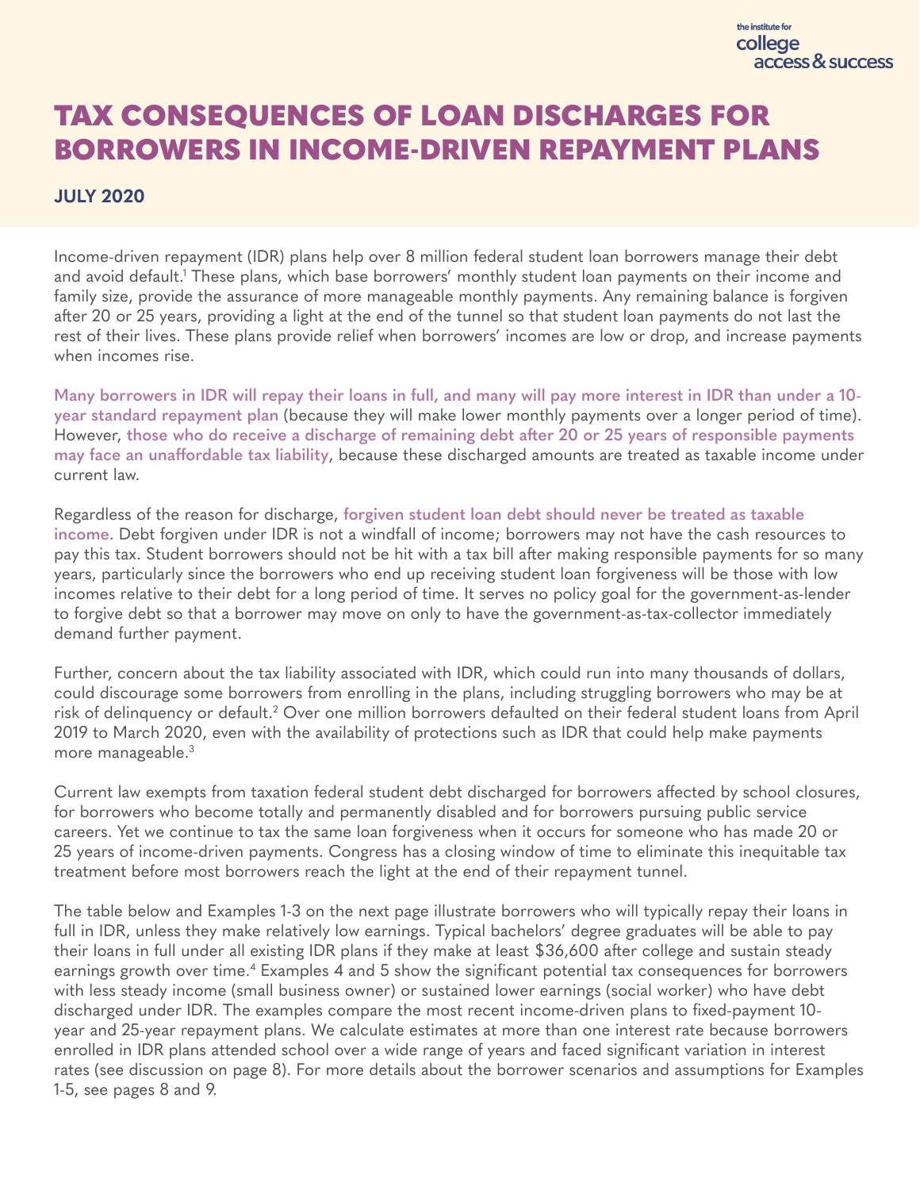the institute for college access & success

# TAX CONSEQUENCES OF LOAN DISCHARGES FOR BORROWERS IN INCOME-DRIVEN REPAYMENT PLANS

**JULY 2020**

Income-driven repayment (IDR) plans help over 8 million federal student loan borrowers manage their debt and avoid default.[1] These plans, which base borrowers' monthly student loan payments on their income and family size, provide the assurance of more manageable monthly payments. Any remaining balance is forgiven after 20 or 25 years, providing a light at the end of the tunnel so that student loan payments do not last the rest of their lives. These plans provide relief when borrowers' incomes are low or drop, and increase payments when incomes rise.

**Many borrowers in IDR will repay their loans in full, and many will pay more interest in IDR than under a 10-year standard repayment plan** (because they will make lower monthly payments over a longer period of time). However, **those who do receive a discharge of remaining debt after 20 or 25 years of responsible payments may face an unaffordable tax liability**, because these discharged amounts are treated as taxable income under current law.

Regardless of the reason for discharge, **forgiven student loan debt should never be treated as taxable income**. Debt forgiven under IDR is not a windfall of income; borrowers may not have the cash resources to pay this tax. Student borrowers should not be hit with a tax bill after making responsible payments for so many years, particularly since the borrowers who end up receiving student loan forgiveness will be those with low incomes relative to their debt for a long period of time. It serves no policy goal for the government-as-lender to forgive debt so that a borrower may move on only to have the government-as-tax-collector immediately demand further payment.

Further, concern about the tax liability associated with IDR, which could run into many thousands of dollars, could discourage some borrowers from enrolling in the plans, including struggling borrowers who may be at risk of delinquency or default.[2] Over one million borrowers defaulted on their federal student loans from April 2019 to March 2020, even with the availability of protections such as IDR that could help make payments more manageable.[3]

Current law exempts from taxation federal student debt discharged for borrowers affected by school closures, for borrowers who become totally and permanently disabled and for borrowers pursuing public service careers. Yet we continue to tax the same loan forgiveness when it occurs for someone who has made 20 or 25 years of income-driven payments. Congress has a closing window of time to eliminate this inequitable tax treatment before most borrowers reach the light at the end of their repayment tunnel.

The table below and Examples 1-3 on the next page illustrate borrowers who will typically repay their loans in full in IDR, unless they make relatively low earnings. Typical bachelors' degree graduates will be able to pay their loans in full under all existing IDR plans if they make at least $36,600 after college and sustain steady earnings growth over time.[4] Examples 4 and 5 show the significant potential tax consequences for borrowers with less steady income (small business owner) or sustained lower earnings (social worker) who have debt discharged under IDR. The examples compare the most recent income-driven plans to fixed-payment 10-year and 25-year repayment plans. We calculate estimates at more than one interest rate because borrowers enrolled in IDR plans attended school over a wide range of years and faced significant variation in interest rates (see discussion on page 8). For more details about the borrower scenarios and assumptions for Examples 1-5, see pages 8 and 9.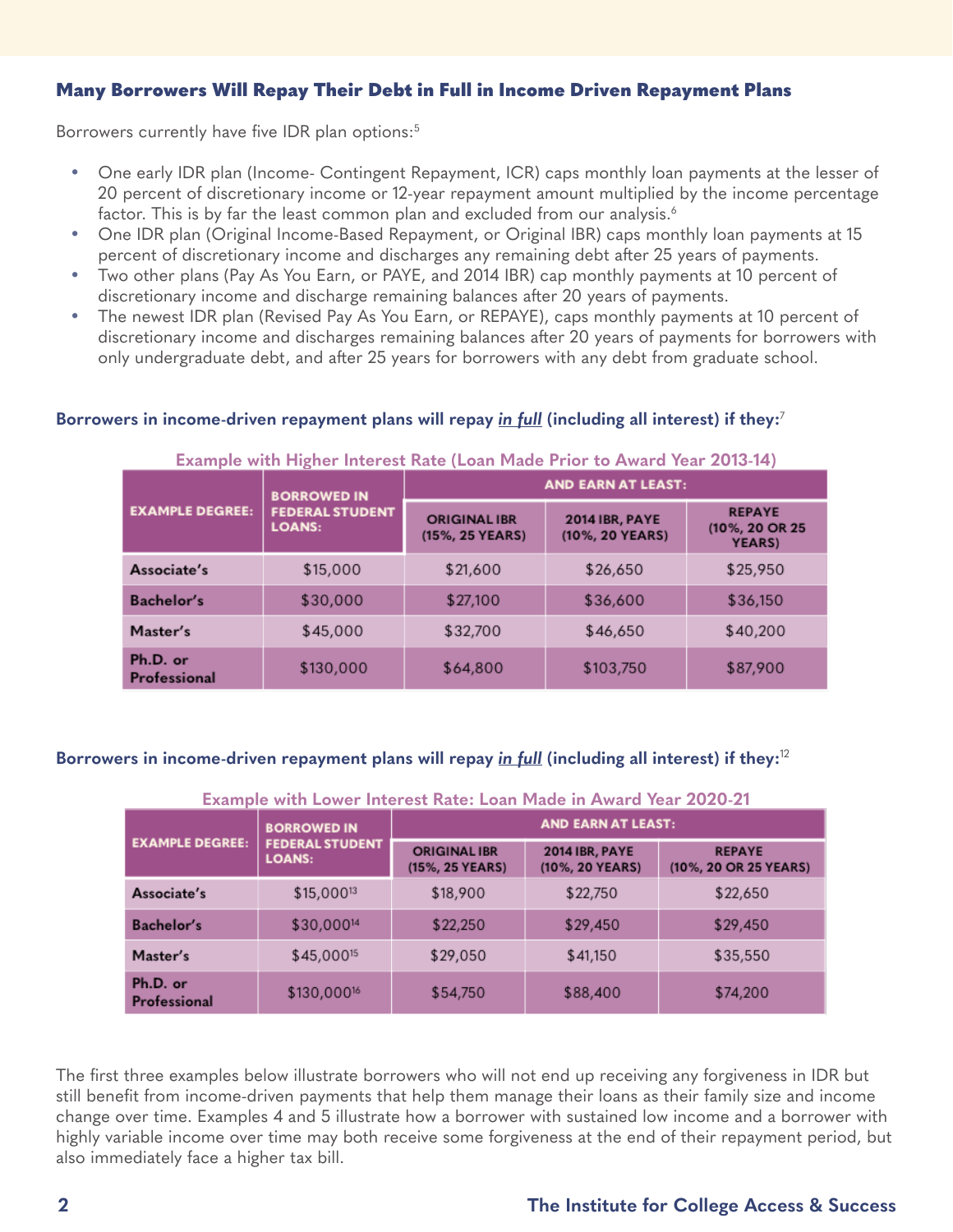## Many Borrowers Will Repay Their Debt in Full in Income Driven Repayment Plans

Borrowers currently have five IDR plan options:[5]

- One early IDR plan (Income- Contingent Repayment, ICR) caps monthly loan payments at the lesser of 20 percent of discretionary income or 12-year repayment amount multiplied by the income percentage factor. This is by far the least common plan and excluded from our analysis.[6]
- One IDR plan (Original Income-Based Repayment, or Original IBR) caps monthly loan payments at 15 percent of discretionary income and discharges any remaining debt after 25 years of payments.
- Two other plans (Pay As You Earn, or PAYE, and 2014 IBR) cap monthly payments at 10 percent of discretionary income and discharge remaining balances after 20 years of payments.
- The newest IDR plan (Revised Pay As You Earn, or REPAYE), caps monthly payments at 10 percent of discretionary income and discharges remaining balances after 20 years of payments for borrowers with only undergraduate debt, and after 25 years for borrowers with any debt from graduate school.

**Borrowers in income-driven repayment plans will repay *in full* (including all interest) if they:**[7]

**Example with Higher Interest Rate (Loan Made Prior to Award Year 2013-14)**

| EXAMPLE DEGREE: | BORROWED IN FEDERAL STUDENT LOANS: | AND EARN AT LEAST: | | |
|---|---|---|---|---|
| | | ORIGINAL IBR (15%, 25 YEARS) | 2014 IBR, PAYE (10%, 20 YEARS) | REPAYE (10%, 20 OR 25 YEARS) |
| Associate's | $15,000 | $21,600 | $26,650 | $25,950 |
| Bachelor's | $30,000 | $27,100 | $36,600 | $36,150 |
| Master's | $45,000 | $32,700 | $46,650 | $40,200 |
| Ph.D. or Professional | $130,000 | $64,800 | $103,750 | $87,900 |

**Borrowers in income-driven repayment plans will repay *in full* (including all interest) if they:**[12]

**Example with Lower Interest Rate: Loan Made in Award Year 2020-21**

| EXAMPLE DEGREE: | BORROWED IN FEDERAL STUDENT LOANS: | AND EARN AT LEAST: | | |
|---|---|---|---|---|
| | | ORIGINAL IBR (15%, 25 YEARS) | 2014 IBR, PAYE (10%, 20 YEARS) | REPAYE (10%, 20 OR 25 YEARS) |
| Associate's | $15,000[13] | $18,900 | $22,750 | $22,650 |
| Bachelor's | $30,000[14] | $22,250 | $29,450 | $29,450 |
| Master's | $45,000[15] | $29,050 | $41,150 | $35,550 |
| Ph.D. or Professional | $130,000[16] | $54,750 | $88,400 | $74,200 |

The first three examples below illustrate borrowers who will not end up receiving any forgiveness in IDR but still benefit from income-driven payments that help them manage their loans as their family size and income change over time. Examples 4 and 5 illustrate how a borrower with sustained low income and a borrower with highly variable income over time may both receive some forgiveness at the end of their repayment period, but also immediately face a higher tax bill.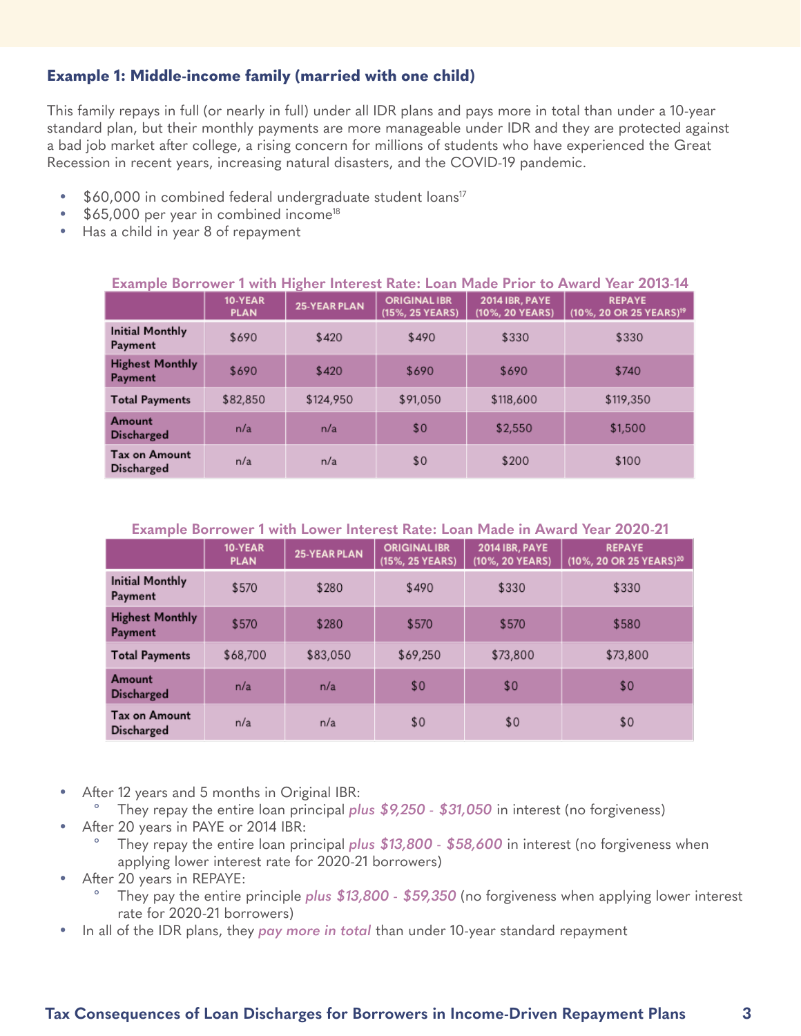### Example 1: Middle-income family (married with one child)

This family repays in full (or nearly in full) under all IDR plans and pays more in total than under a 10-year standard plan, but their monthly payments are more manageable under IDR and they are protected against a bad job market after college, a rising concern for millions of students who have experienced the Great Recession in recent years, increasing natural disasters, and the COVID-19 pandemic.

- $60,000 in combined federal undergraduate student loans[17]
- $65,000 per year in combined income[18]
- Has a child in year 8 of repayment

**Example Borrower 1 with Higher Interest Rate: Loan Made Prior to Award Year 2013-14**

| | 10-YEAR PLAN | 25-YEAR PLAN | ORIGINAL IBR (15%, 25 YEARS) | 2014 IBR, PAYE (10%, 20 YEARS) | REPAYE (10%, 20 OR 25 YEARS)[19] |
|---|---|---|---|---|---|
| Initial Monthly Payment | $690 | $420 | $490 | $330 | $330 |
| Highest Monthly Payment | $690 | $420 | $690 | $690 | $740 |
| Total Payments | $82,850 | $124,950 | $91,050 | $118,600 | $119,350 |
| Amount Discharged | n/a | n/a | $0 | $2,550 | $1,500 |
| Tax on Amount Discharged | n/a | n/a | $0 | $200 | $100 |

**Example Borrower 1 with Lower Interest Rate: Loan Made in Award Year 2020-21**

| | 10-YEAR PLAN | 25-YEAR PLAN | ORIGINAL IBR (15%, 25 YEARS) | 2014 IBR, PAYE (10%, 20 YEARS) | REPAYE (10%, 20 OR 25 YEARS)[20] |
|---|---|---|---|---|---|
| Initial Monthly Payment | $570 | $280 | $490 | $330 | $330 |
| Highest Monthly Payment | $570 | $280 | $570 | $570 | $580 |
| Total Payments | $68,700 | $83,050 | $69,250 | $73,800 | $73,800 |
| Amount Discharged | n/a | n/a | $0 | $0 | $0 |
| Tax on Amount Discharged | n/a | n/a | $0 | $0 | $0 |

- After 12 years and 5 months in Original IBR:
  - They repay the entire loan principal *plus $9,250 - $31,050* in interest (no forgiveness)
- After 20 years in PAYE or 2014 IBR:
  - They repay the entire loan principal *plus $13,800 - $58,600* in interest (no forgiveness when applying lower interest rate for 2020-21 borrowers)
- After 20 years in REPAYE:
  - They pay the entire principle *plus $13,800 - $59,350* (no forgiveness when applying lower interest rate for 2020-21 borrowers)
- In all of the IDR plans, they *pay more in total* than under 10-year standard repayment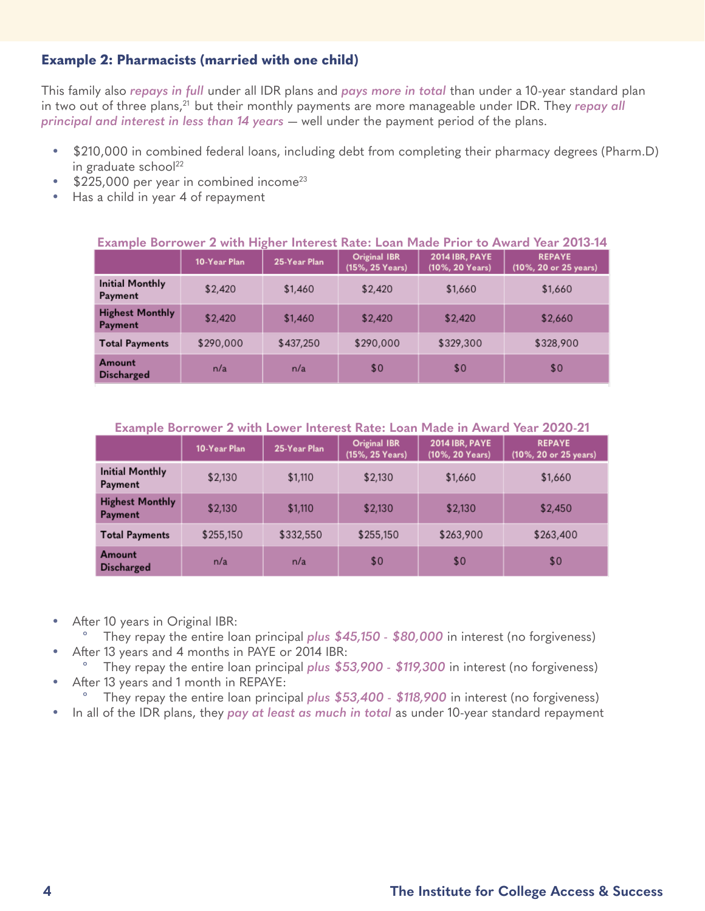### Example 2: Pharmacists (married with one child)

This family also *repays in full* under all IDR plans and *pays more in total* than under a 10-year standard plan in two out of three plans,[21] but their monthly payments are more manageable under IDR. They *repay all principal and interest in less than 14 years* — well under the payment period of the plans.

- $210,000 in combined federal loans, including debt from completing their pharmacy degrees (Pharm.D) in graduate school[22]
- $225,000 per year in combined income[23]
- Has a child in year 4 of repayment

**Example Borrower 2 with Higher Interest Rate: Loan Made Prior to Award Year 2013-14**

| | 10-Year Plan | 25-Year Plan | Original IBR (15%, 25 Years) | 2014 IBR, PAYE (10%, 20 Years) | REPAYE (10%, 20 or 25 years) |
|---|---|---|---|---|---|
| Initial Monthly Payment | $2,420 | $1,460 | $2,420 | $1,660 | $1,660 |
| Highest Monthly Payment | $2,420 | $1,460 | $2,420 | $2,420 | $2,660 |
| Total Payments | $290,000 | $437,250 | $290,000 | $329,300 | $328,900 |
| Amount Discharged | n/a | n/a | $0 | $0 | $0 |

**Example Borrower 2 with Lower Interest Rate: Loan Made in Award Year 2020-21**

| | 10-Year Plan | 25-Year Plan | Original IBR (15%, 25 Years) | 2014 IBR, PAYE (10%, 20 Years) | REPAYE (10%, 20 or 25 years) |
|---|---|---|---|---|---|
| Initial Monthly Payment | $2,130 | $1,110 | $2,130 | $1,660 | $1,660 |
| Highest Monthly Payment | $2,130 | $1,110 | $2,130 | $2,130 | $2,450 |
| Total Payments | $255,150 | $332,550 | $255,150 | $263,900 | $263,400 |
| Amount Discharged | n/a | n/a | $0 | $0 | $0 |

- After 10 years in Original IBR:
  - They repay the entire loan principal *plus $45,150 - $80,000* in interest (no forgiveness)
- After 13 years and 4 months in PAYE or 2014 IBR:
  - They repay the entire loan principal *plus $53,900 - $119,300* in interest (no forgiveness)
- After 13 years and 1 month in REPAYE:
  - They repay the entire loan principal *plus $53,400 - $118,900* in interest (no forgiveness)
- In all of the IDR plans, they *pay at least as much in total* as under 10-year standard repayment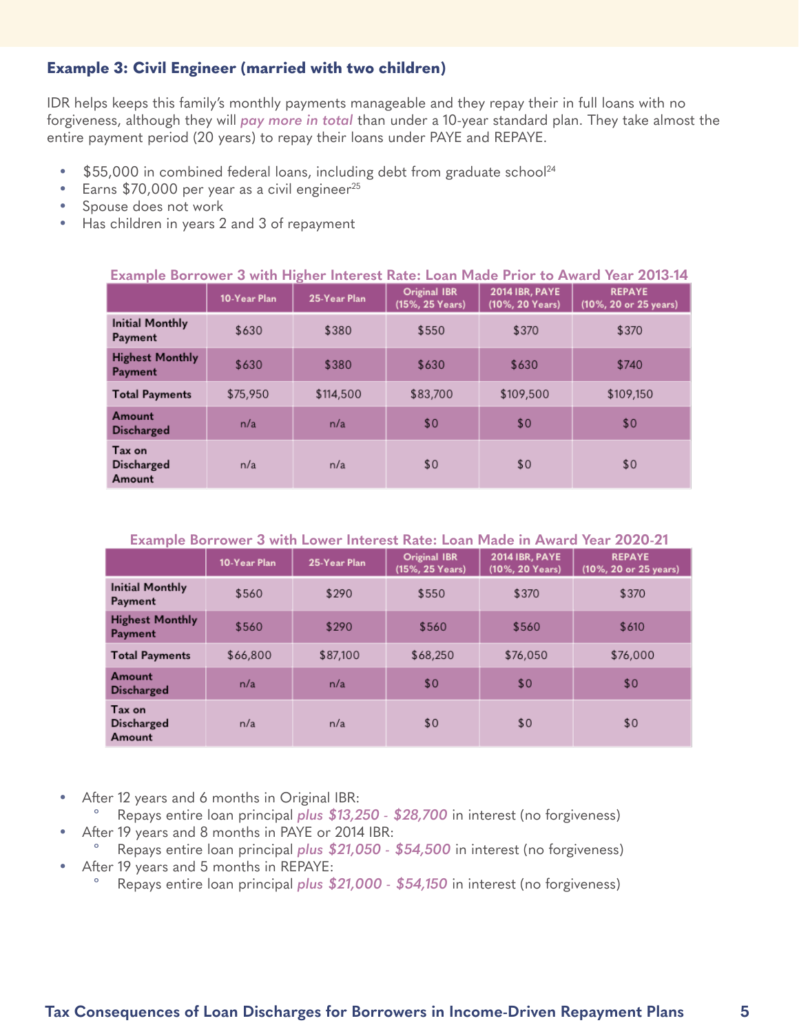### Example 3: Civil Engineer (married with two children)

IDR helps keeps this family's monthly payments manageable and they repay their in full loans with no forgiveness, although they will *pay more in total* than under a 10-year standard plan. They take almost the entire payment period (20 years) to repay their loans under PAYE and REPAYE.

- $55,000 in combined federal loans, including debt from graduate school[24]
- Earns $70,000 per year as a civil engineer[25]
- Spouse does not work
- Has children in years 2 and 3 of repayment

**Example Borrower 3 with Higher Interest Rate: Loan Made Prior to Award Year 2013-14**

| | 10-Year Plan | 25-Year Plan | Original IBR (15%, 25 Years) | 2014 IBR, PAYE (10%, 20 Years) | REPAYE (10%, 20 or 25 years) |
|---|---|---|---|---|---|
| Initial Monthly Payment | $630 | $380 | $550 | $370 | $370 |
| Highest Monthly Payment | $630 | $380 | $630 | $630 | $740 |
| Total Payments | $75,950 | $114,500 | $83,700 | $109,500 | $109,150 |
| Amount Discharged | n/a | n/a | $0 | $0 | $0 |
| Tax on Discharged Amount | n/a | n/a | $0 | $0 | $0 |

**Example Borrower 3 with Lower Interest Rate: Loan Made in Award Year 2020-21**

| | 10-Year Plan | 25-Year Plan | Original IBR (15%, 25 Years) | 2014 IBR, PAYE (10%, 20 Years) | REPAYE (10%, 20 or 25 years) |
|---|---|---|---|---|---|
| Initial Monthly Payment | $560 | $290 | $550 | $370 | $370 |
| Highest Monthly Payment | $560 | $290 | $560 | $560 | $610 |
| Total Payments | $66,800 | $87,100 | $68,250 | $76,050 | $76,000 |
| Amount Discharged | n/a | n/a | $0 | $0 | $0 |
| Tax on Discharged Amount | n/a | n/a | $0 | $0 | $0 |

- After 12 years and 6 months in Original IBR:
  - Repays entire loan principal *plus $13,250 - $28,700* in interest (no forgiveness)
- After 19 years and 8 months in PAYE or 2014 IBR:
  - Repays entire loan principal *plus $21,050 - $54,500* in interest (no forgiveness)
- After 19 years and 5 months in REPAYE:
  - Repays entire loan principal *plus $21,000 - $54,150* in interest (no forgiveness)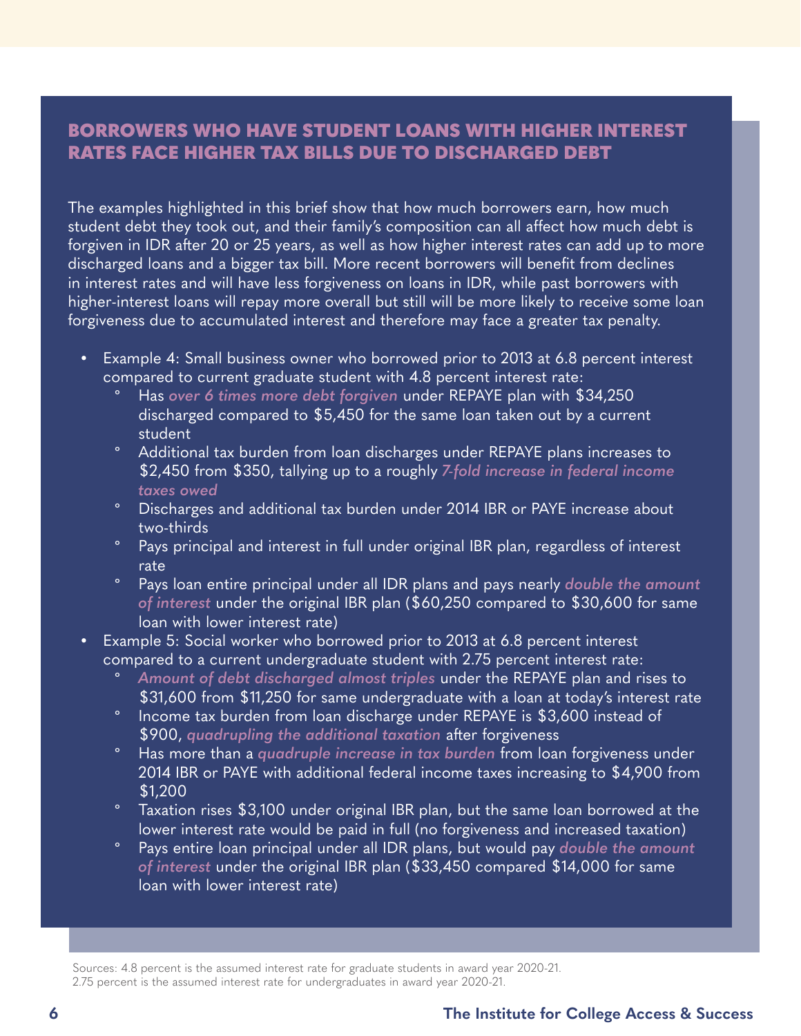## BORROWERS WHO HAVE STUDENT LOANS WITH HIGHER INTEREST RATES FACE HIGHER TAX BILLS DUE TO DISCHARGED DEBT

The examples highlighted in this brief show that how much borrowers earn, how much student debt they took out, and their family's composition can all affect how much debt is forgiven in IDR after 20 or 25 years, as well as how higher interest rates can add up to more discharged loans and a bigger tax bill. More recent borrowers will benefit from declines in interest rates and will have less forgiveness on loans in IDR, while past borrowers with higher-interest loans will repay more overall but still will be more likely to receive some loan forgiveness due to accumulated interest and therefore may face a greater tax penalty.

- Example 4: Small business owner who borrowed prior to 2013 at 6.8 percent interest compared to current graduate student with 4.8 percent interest rate:
    - Has ***over 6 times more debt forgiven*** under REPAYE plan with $34,250 discharged compared to $5,450 for the same loan taken out by a current student
    - Additional tax burden from loan discharges under REPAYE plans increases to $2,450 from $350, tallying up to a roughly ***7-fold increase in federal income taxes owed***
    - Discharges and additional tax burden under 2014 IBR or PAYE increase about two-thirds
    - Pays principal and interest in full under original IBR plan, regardless of interest rate
    - Pays loan entire principal under all IDR plans and pays nearly ***double the amount of interest*** under the original IBR plan ($60,250 compared to $30,600 for same loan with lower interest rate)
- Example 5: Social worker who borrowed prior to 2013 at 6.8 percent interest compared to a current undergraduate student with 2.75 percent interest rate:
    - ***Amount of debt discharged almost triples*** under the REPAYE plan and rises to $31,600 from $11,250 for same undergraduate with a loan at today's interest rate
    - Income tax burden from loan discharge under REPAYE is $3,600 instead of $900, ***quadrupling the additional taxation*** after forgiveness
    - Has more than a ***quadruple increase in tax burden*** from loan forgiveness under 2014 IBR or PAYE with additional federal income taxes increasing to $4,900 from $1,200
    - Taxation rises $3,100 under original IBR plan, but the same loan borrowed at the lower interest rate would be paid in full (no forgiveness and increased taxation)
    - Pays entire loan principal under all IDR plans, but would pay ***double the amount of interest*** under the original IBR plan ($33,450 compared $14,000 for same loan with lower interest rate)

Sources: 4.8 percent is the assumed interest rate for graduate students in award year 2020-21.
2.75 percent is the assumed interest rate for undergraduates in award year 2020-21.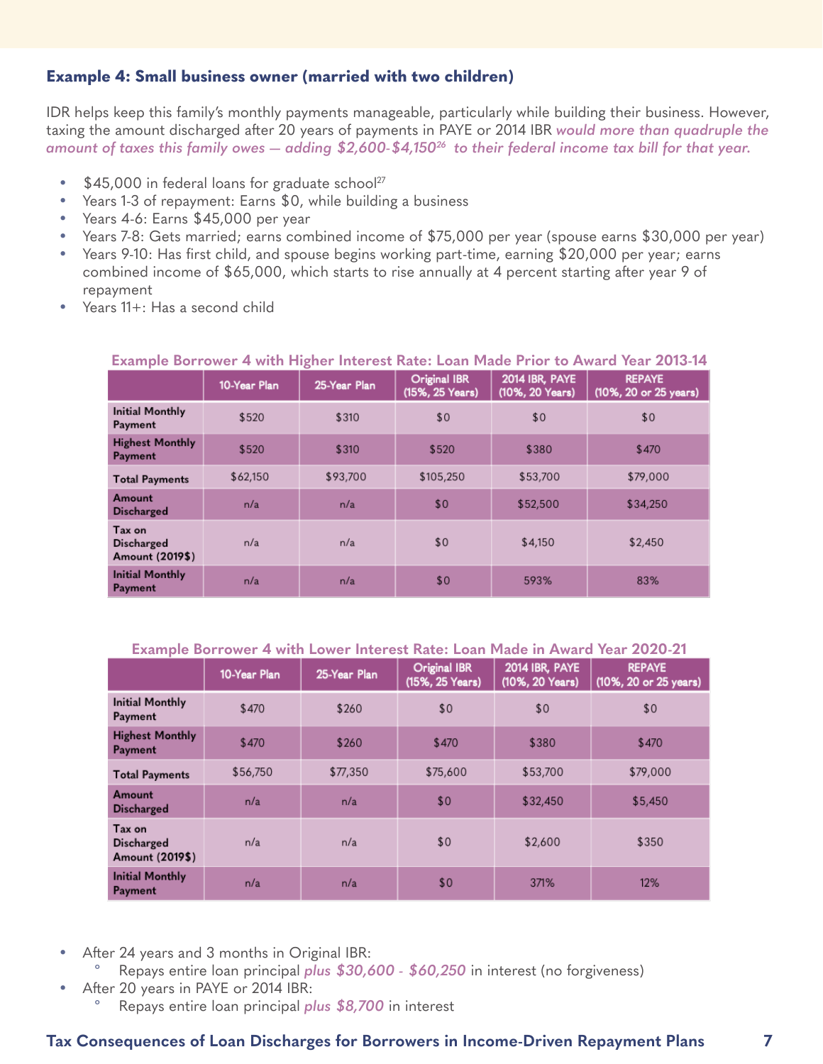### Example 4: Small business owner (married with two children)

IDR helps keep this family's monthly payments manageable, particularly while building their business. However, taxing the amount discharged after 20 years of payments in PAYE or 2014 IBR *would more than quadruple the amount of taxes this family owes — adding $2,600-$4,150[26] to their federal income tax bill for that year.*

- $45,000 in federal loans for graduate school[27]
- Years 1-3 of repayment: Earns $0, while building a business
- Years 4-6: Earns $45,000 per year
- Years 7-8: Gets married; earns combined income of $75,000 per year (spouse earns $30,000 per year)
- Years 9-10: Has first child, and spouse begins working part-time, earning $20,000 per year; earns combined income of $65,000, which starts to rise annually at 4 percent starting after year 9 of repayment
- Years 11+: Has a second child

**Example Borrower 4 with Higher Interest Rate: Loan Made Prior to Award Year 2013-14**

| | 10-Year Plan | 25-Year Plan | Original IBR (15%, 25 Years) | 2014 IBR, PAYE (10%, 20 Years) | REPAYE (10%, 20 or 25 years) |
|---|---|---|---|---|---|
| Initial Monthly Payment | $520 | $310 | $0 | $0 | $0 |
| Highest Monthly Payment | $520 | $310 | $520 | $380 | $470 |
| Total Payments | $62,150 | $93,700 | $105,250 | $53,700 | $79,000 |
| Amount Discharged | n/a | n/a | $0 | $52,500 | $34,250 |
| Tax on Discharged Amount (2019$) | n/a | n/a | $0 | $4,150 | $2,450 |
| Initial Monthly Payment | n/a | n/a | $0 | 593% | 83% |

**Example Borrower 4 with Lower Interest Rate: Loan Made in Award Year 2020-21**

| | 10-Year Plan | 25-Year Plan | Original IBR (15%, 25 Years) | 2014 IBR, PAYE (10%, 20 Years) | REPAYE (10%, 20 or 25 years) |
|---|---|---|---|---|---|
| Initial Monthly Payment | $470 | $260 | $0 | $0 | $0 |
| Highest Monthly Payment | $470 | $260 | $470 | $380 | $470 |
| Total Payments | $56,750 | $77,350 | $75,600 | $53,700 | $79,000 |
| Amount Discharged | n/a | n/a | $0 | $32,450 | $5,450 |
| Tax on Discharged Amount (2019$) | n/a | n/a | $0 | $2,600 | $350 |
| Initial Monthly Payment | n/a | n/a | $0 | 371% | 12% |

- After 24 years and 3 months in Original IBR:
  - Repays entire loan principal *plus $30,600 - $60,250* in interest (no forgiveness)
- After 20 years in PAYE or 2014 IBR:
  - Repays entire loan principal *plus $8,700* in interest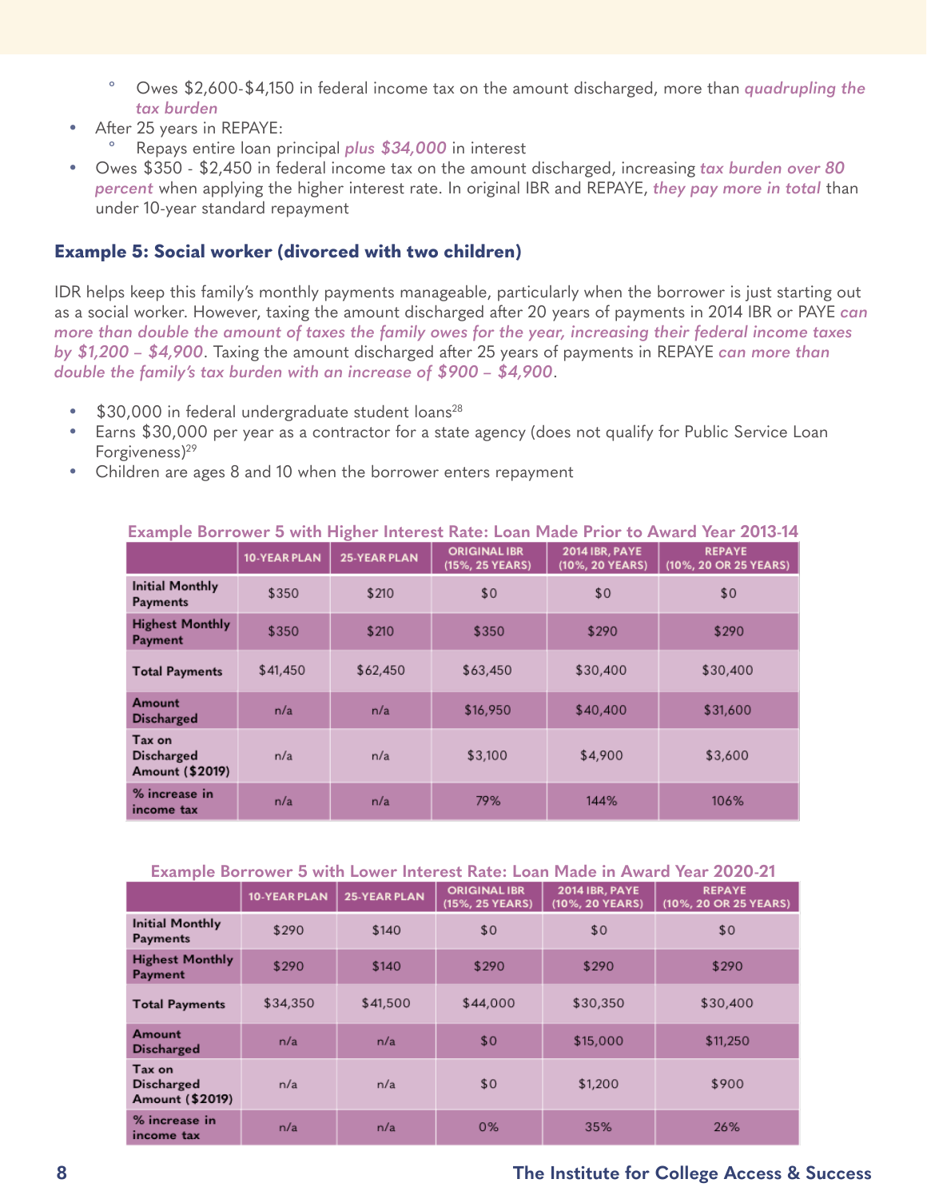- Owes $2,600-$4,150 in federal income tax on the amount discharged, more than *quadrupling the tax burden*
- After 25 years in REPAYE:
  - Repays entire loan principal *plus $34,000* in interest
- Owes $350 - $2,450 in federal income tax on the amount discharged, increasing *tax burden over 80 percent* when applying the higher interest rate. In original IBR and REPAYE, *they pay more in total* than under 10-year standard repayment

### Example 5: Social worker (divorced with two children)

IDR helps keep this family's monthly payments manageable, particularly when the borrower is just starting out as a social worker. However, taxing the amount discharged after 20 years of payments in 2014 IBR or PAYE *can more than double the amount of taxes the family owes for the year, increasing their federal income taxes by $1,200 – $4,900*. Taxing the amount discharged after 25 years of payments in REPAYE *can more than double the family's tax burden with an increase of $900 – $4,900*.

- $30,000 in federal undergraduate student loans[28]
- Earns $30,000 per year as a contractor for a state agency (does not qualify for Public Service Loan Forgiveness)[29]
- Children are ages 8 and 10 when the borrower enters repayment

**Example Borrower 5 with Higher Interest Rate: Loan Made Prior to Award Year 2013-14**

| | 10-YEAR PLAN | 25-YEAR PLAN | ORIGINAL IBR (15%, 25 YEARS) | 2014 IBR, PAYE (10%, 20 YEARS) | REPAYE (10%, 20 OR 25 YEARS) |
|---|---|---|---|---|---|
| Initial Monthly Payments | $350 | $210 | $0 | $0 | $0 |
| Highest Monthly Payment | $350 | $210 | $350 | $290 | $290 |
| Total Payments | $41,450 | $62,450 | $63,450 | $30,400 | $30,400 |
| Amount Discharged | n/a | n/a | $16,950 | $40,400 | $31,600 |
| Tax on Discharged Amount ($2019) | n/a | n/a | $3,100 | $4,900 | $3,600 |
| % increase in income tax | n/a | n/a | 79% | 144% | 106% |

**Example Borrower 5 with Lower Interest Rate: Loan Made in Award Year 2020-21**

| | 10-YEAR PLAN | 25-YEAR PLAN | ORIGINAL IBR (15%, 25 YEARS) | 2014 IBR, PAYE (10%, 20 YEARS) | REPAYE (10%, 20 OR 25 YEARS) |
|---|---|---|---|---|---|
| Initial Monthly Payments | $290 | $140 | $0 | $0 | $0 |
| Highest Monthly Payment | $290 | $140 | $290 | $290 | $290 |
| Total Payments | $34,350 | $41,500 | $44,000 | $30,350 | $30,400 |
| Amount Discharged | n/a | n/a | $0 | $15,000 | $11,250 |
| Tax on Discharged Amount ($2019) | n/a | n/a | $0 | $1,200 | $900 |
| % increase in income tax | n/a | n/a | 0% | 35% | 26% |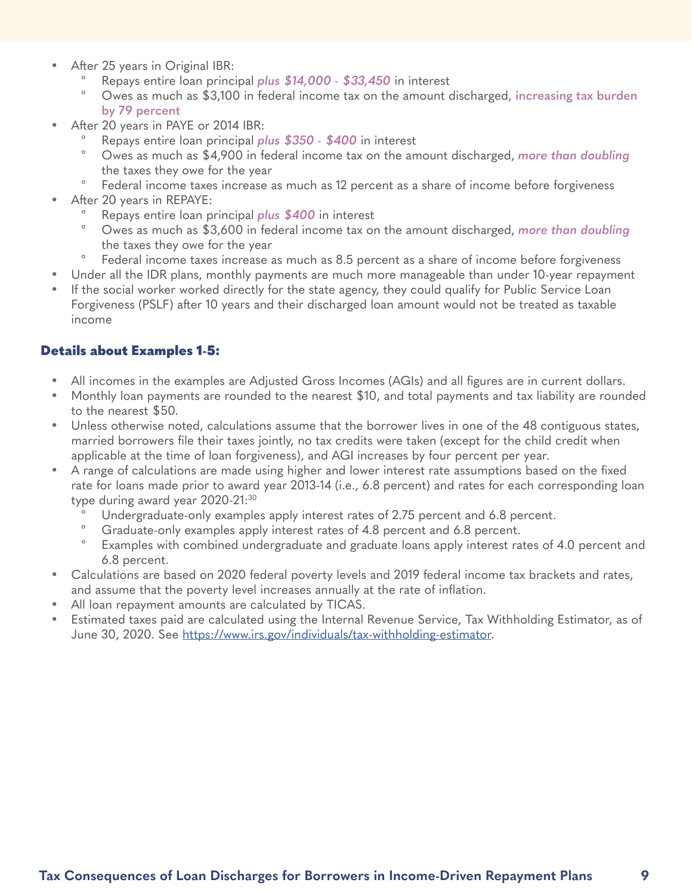- After 25 years in Original IBR:
  - Repays entire loan principal ***plus $14,000 - $33,450*** in interest
  - Owes as much as $3,100 in federal income tax on the amount discharged, **increasing tax burden by 79 percent**
- After 20 years in PAYE or 2014 IBR:
  - Repays entire loan principal ***plus $350 - $400*** in interest
  - Owes as much as $4,900 in federal income tax on the amount discharged, ***more than doubling*** the taxes they owe for the year
  - Federal income taxes increase as much as 12 percent as a share of income before forgiveness
- After 20 years in REPAYE:
  - Repays entire loan principal ***plus $400*** in interest
  - Owes as much as $3,600 in federal income tax on the amount discharged, ***more than doubling*** the taxes they owe for the year
  - Federal income taxes increase as much as 8.5 percent as a share of income before forgiveness
- Under all the IDR plans, monthly payments are much more manageable than under 10-year repayment
- If the social worker worked directly for the state agency, they could qualify for Public Service Loan Forgiveness (PSLF) after 10 years and their discharged loan amount would not be treated as taxable income

### Details about Examples 1-5:

- All incomes in the examples are Adjusted Gross Incomes (AGIs) and all figures are in current dollars.
- Monthly loan payments are rounded to the nearest $10, and total payments and tax liability are rounded to the nearest $50.
- Unless otherwise noted, calculations assume that the borrower lives in one of the 48 contiguous states, married borrowers file their taxes jointly, no tax credits were taken (except for the child credit when applicable at the time of loan forgiveness), and AGI increases by four percent per year.
- A range of calculations are made using higher and lower interest rate assumptions based on the fixed rate for loans made prior to award year 2013-14 (i.e., 6.8 percent) and rates for each corresponding loan type during award year 2020-21:[30]
  - Undergraduate-only examples apply interest rates of 2.75 percent and 6.8 percent.
  - Graduate-only examples apply interest rates of 4.8 percent and 6.8 percent.
  - Examples with combined undergraduate and graduate loans apply interest rates of 4.0 percent and 6.8 percent.
- Calculations are based on 2020 federal poverty levels and 2019 federal income tax brackets and rates, and assume that the poverty level increases annually at the rate of inflation.
- All loan repayment amounts are calculated by TICAS.
- Estimated taxes paid are calculated using the Internal Revenue Service, Tax Withholding Estimator, as of June 30, 2020. See https://www.irs.gov/individuals/tax-withholding-estimator.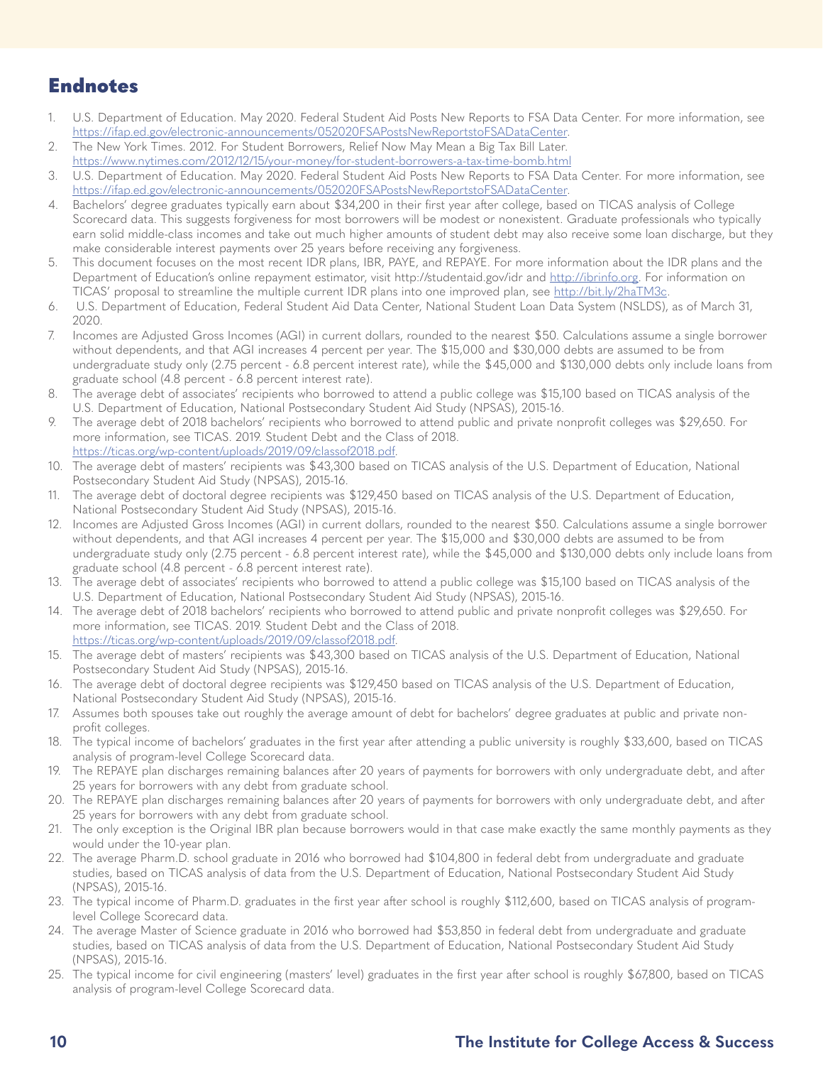## Endnotes

1. U.S. Department of Education. May 2020. Federal Student Aid Posts New Reports to FSA Data Center. For more information, see https://ifap.ed.gov/electronic-announcements/052020FSAPostsNewReportstoFSADataCenter.
2. The New York Times. 2012. For Student Borrowers, Relief Now May Mean a Big Tax Bill Later. https://www.nytimes.com/2012/12/15/your-money/for-student-borrowers-a-tax-time-bomb.html
3. U.S. Department of Education. May 2020. Federal Student Aid Posts New Reports to FSA Data Center. For more information, see https://ifap.ed.gov/electronic-announcements/052020FSAPostsNewReportstoFSADataCenter.
4. Bachelors' degree graduates typically earn about $34,200 in their first year after college, based on TICAS analysis of College Scorecard data. This suggests forgiveness for most borrowers will be modest or nonexistent. Graduate professionals who typically earn solid middle-class incomes and take out much higher amounts of student debt may also receive some loan discharge, but they make considerable interest payments over 25 years before receiving any forgiveness.
5. This document focuses on the most recent IDR plans, IBR, PAYE, and REPAYE. For more information about the IDR plans and the Department of Education's online repayment estimator, visit http://studentaid.gov/idr and http://ibrinfo.org. For information on TICAS' proposal to streamline the multiple current IDR plans into one improved plan, see http://bit.ly/2haTM3c.
6. U.S. Department of Education, Federal Student Aid Data Center, National Student Loan Data System (NSLDS), as of March 31, 2020.
7. Incomes are Adjusted Gross Incomes (AGI) in current dollars, rounded to the nearest $50. Calculations assume a single borrower without dependents, and that AGI increases 4 percent per year. The $15,000 and $30,000 debts are assumed to be from undergraduate study only (2.75 percent - 6.8 percent interest rate), while the $45,000 and $130,000 debts only include loans from graduate school (4.8 percent - 6.8 percent interest rate).
8. The average debt of associates' recipients who borrowed to attend a public college was $15,100 based on TICAS analysis of the U.S. Department of Education, National Postsecondary Student Aid Study (NPSAS), 2015-16.
9. The average debt of 2018 bachelors' recipients who borrowed to attend public and private nonprofit colleges was $29,650. For more information, see TICAS. 2019. Student Debt and the Class of 2018. https://ticas.org/wp-content/uploads/2019/09/classof2018.pdf.
10. The average debt of masters' recipients was $43,300 based on TICAS analysis of the U.S. Department of Education, National Postsecondary Student Aid Study (NPSAS), 2015-16.
11. The average debt of doctoral degree recipients was $129,450 based on TICAS analysis of the U.S. Department of Education, National Postsecondary Student Aid Study (NPSAS), 2015-16.
12. Incomes are Adjusted Gross Incomes (AGI) in current dollars, rounded to the nearest $50. Calculations assume a single borrower without dependents, and that AGI increases 4 percent per year. The $15,000 and $30,000 debts are assumed to be from undergraduate study only (2.75 percent - 6.8 percent interest rate), while the $45,000 and $130,000 debts only include loans from graduate school (4.8 percent - 6.8 percent interest rate).
13. The average debt of associates' recipients who borrowed to attend a public college was $15,100 based on TICAS analysis of the U.S. Department of Education, National Postsecondary Student Aid Study (NPSAS), 2015-16.
14. The average debt of 2018 bachelors' recipients who borrowed to attend public and private nonprofit colleges was $29,650. For more information, see TICAS. 2019. Student Debt and the Class of 2018. https://ticas.org/wp-content/uploads/2019/09/classof2018.pdf.
15. The average debt of masters' recipients was $43,300 based on TICAS analysis of the U.S. Department of Education, National Postsecondary Student Aid Study (NPSAS), 2015-16.
16. The average debt of doctoral degree recipients was $129,450 based on TICAS analysis of the U.S. Department of Education, National Postsecondary Student Aid Study (NPSAS), 2015-16.
17. Assumes both spouses take out roughly the average amount of debt for bachelors' degree graduates at public and private non-profit colleges.
18. The typical income of bachelors' graduates in the first year after attending a public university is roughly $33,600, based on TICAS analysis of program-level College Scorecard data.
19. The REPAYE plan discharges remaining balances after 20 years of payments for borrowers with only undergraduate debt, and after 25 years for borrowers with any debt from graduate school.
20. The REPAYE plan discharges remaining balances after 20 years of payments for borrowers with only undergraduate debt, and after 25 years for borrowers with any debt from graduate school.
21. The only exception is the Original IBR plan because borrowers would in that case make exactly the same monthly payments as they would under the 10-year plan.
22. The average Pharm.D. school graduate in 2016 who borrowed had $104,800 in federal debt from undergraduate and graduate studies, based on TICAS analysis of data from the U.S. Department of Education, National Postsecondary Student Aid Study (NPSAS), 2015-16.
23. The typical income of Pharm.D. graduates in the first year after school is roughly $112,600, based on TICAS analysis of program-level College Scorecard data.
24. The average Master of Science graduate in 2016 who borrowed had $53,850 in federal debt from undergraduate and graduate studies, based on TICAS analysis of data from the U.S. Department of Education, National Postsecondary Student Aid Study (NPSAS), 2015-16.
25. The typical income for civil engineering (masters' level) graduates in the first year after school is roughly $67,800, based on TICAS analysis of program-level College Scorecard data.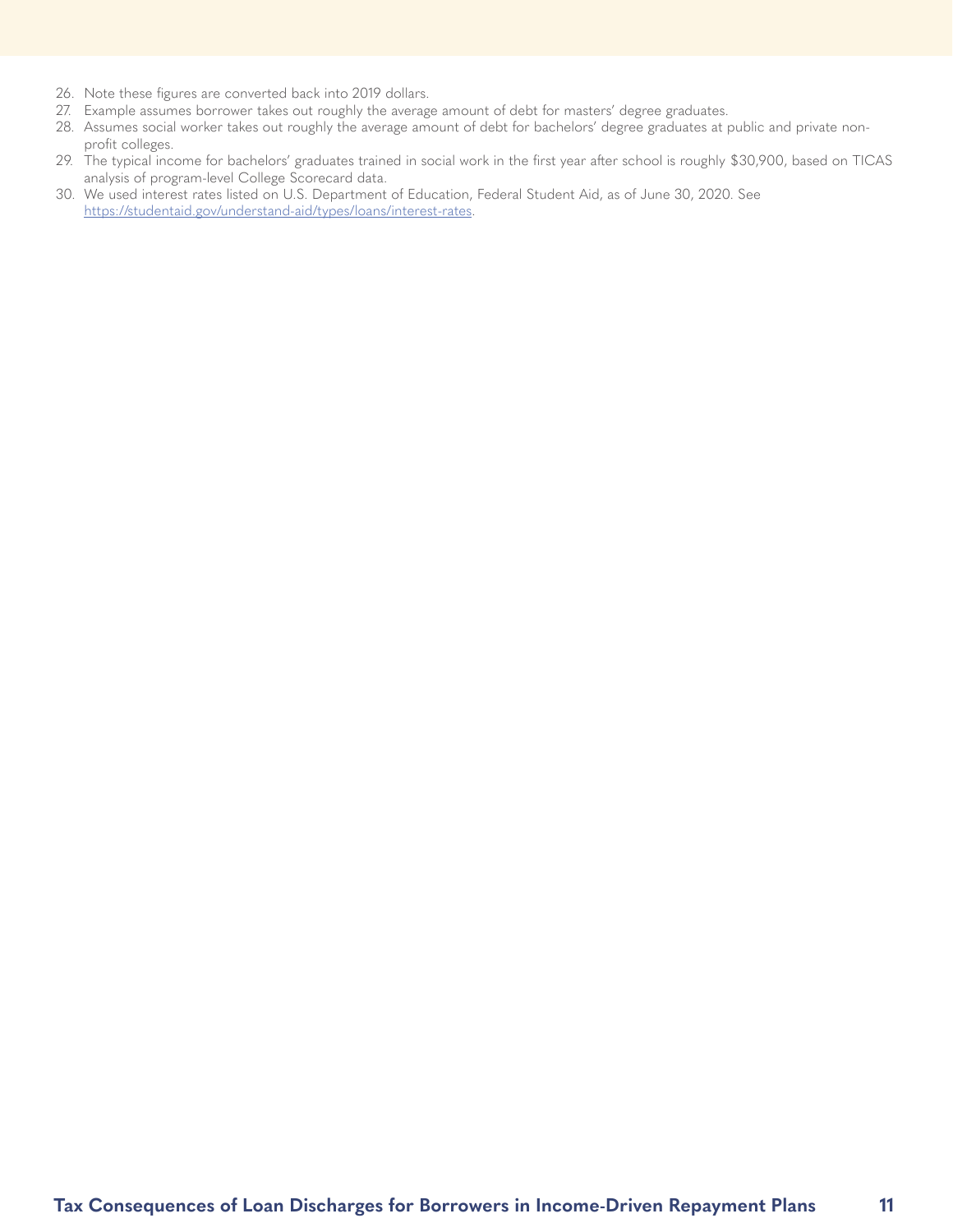26. Note these figures are converted back into 2019 dollars.
27. Example assumes borrower takes out roughly the average amount of debt for masters' degree graduates.
28. Assumes social worker takes out roughly the average amount of debt for bachelors' degree graduates at public and private non-profit colleges.
29. The typical income for bachelors' graduates trained in social work in the first year after school is roughly $30,900, based on TICAS analysis of program-level College Scorecard data.
30. We used interest rates listed on U.S. Department of Education, Federal Student Aid, as of June 30, 2020. See https://studentaid.gov/understand-aid/types/loans/interest-rates.